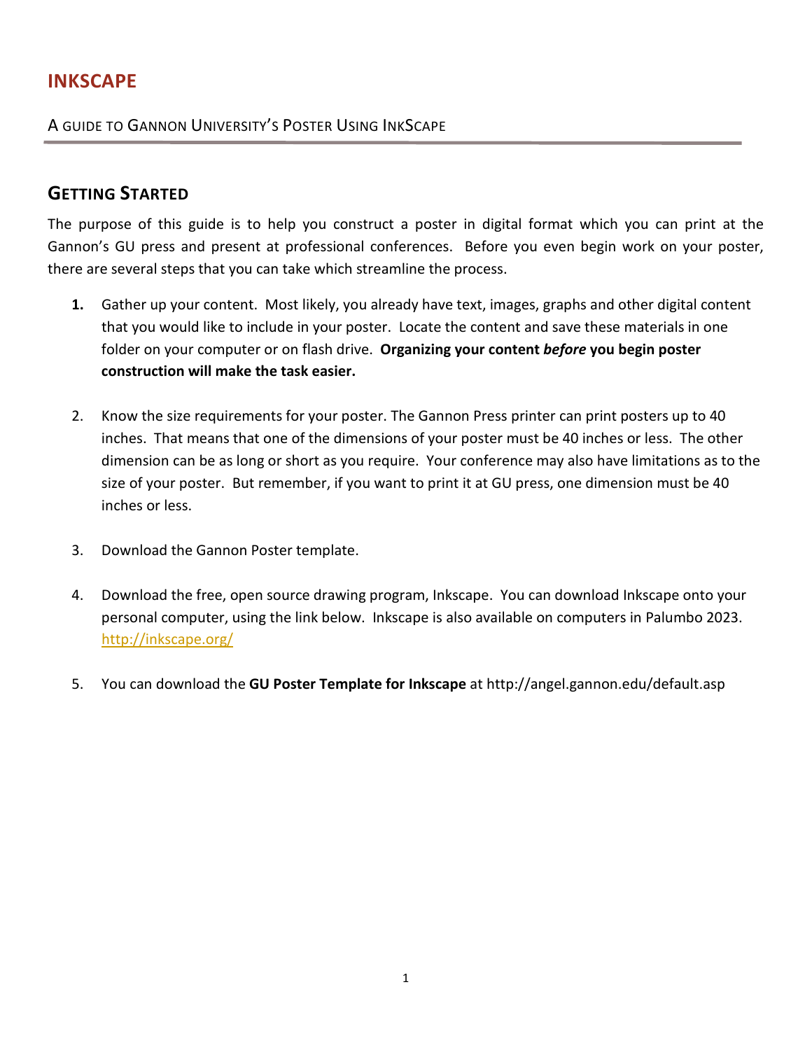# INKSCAPE

A GUIDE TO GANNON UNIVERSITY'S POSTER USING INKSCAPE

---

## GETTING STARTED

The purpose of this guide is to help you construct a poster in digital format which you can print at the Gannon's GU press and present at professional conferences. Before you even begin work on your poster, there are several steps that you can take which streamline the process.

1. Gather up your content. Most likely, you already have text, images, graphs and other digital content that you would like to include in your poster. Locate the content and save these materials in one folder on your computer or on flash drive. **Organizing your content *before* you begin poster construction will make the task easier.**

2. Know the size requirements for your poster. The Gannon Press printer can print posters up to 40 inches. That means that one of the dimensions of your poster must be 40 inches or less. The other dimension can be as long or short as you require. Your conference may also have limitations as to the size of your poster. But remember, if you want to print it at GU press, one dimension must be 40 inches or less.

3. Download the Gannon Poster template.

4. Download the free, open source drawing program, Inkscape. You can download Inkscape onto your personal computer, using the link below. Inkscape is also available on computers in Palumbo 2023. http://inkscape.org/

5. You can download the **GU Poster Template for Inkscape** at http://angel.gannon.edu/default.asp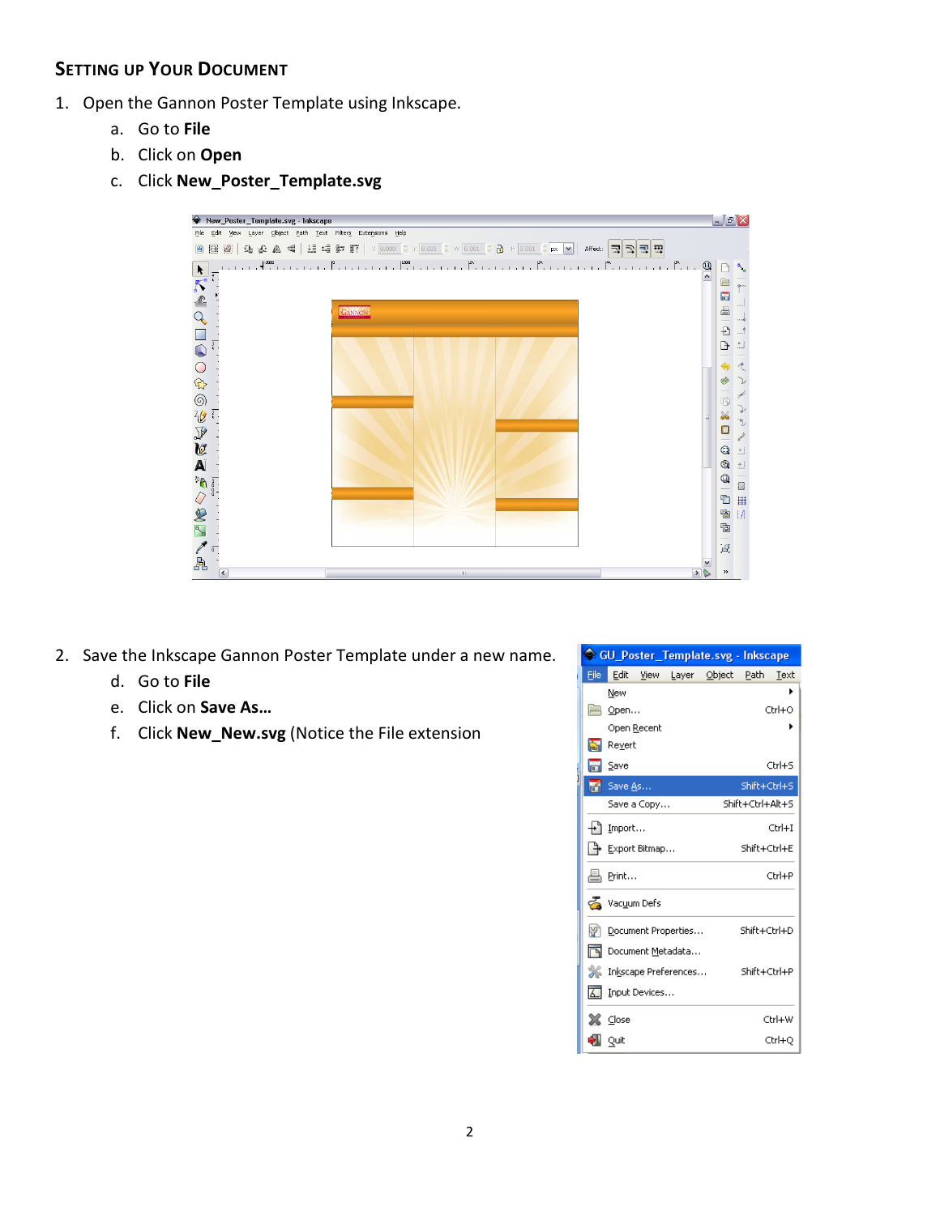## Setting up Your Document

1. Open the Gannon Poster Template using Inkscape.
   a. Go to **File**
   b. Click on **Open**
   c. Click **New_Poster_Template.svg**

2. Save the Inkscape Gannon Poster Template under a new name.
   d. Go to **File**
   e. Click on **Save As…**
   f. Click **New_New.svg** (Notice the File extension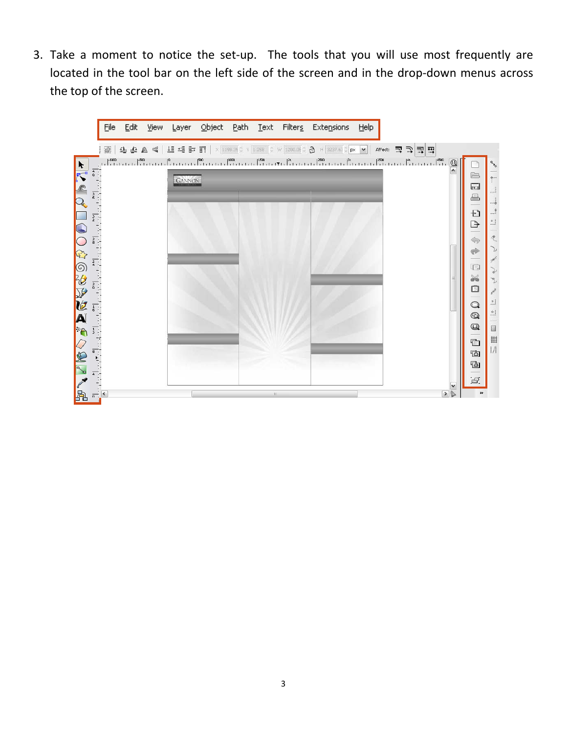3. Take a moment to notice the set-up. The tools that you will use most frequently are located in the tool bar on the left side of the screen and in the drop-down menus across the top of the screen.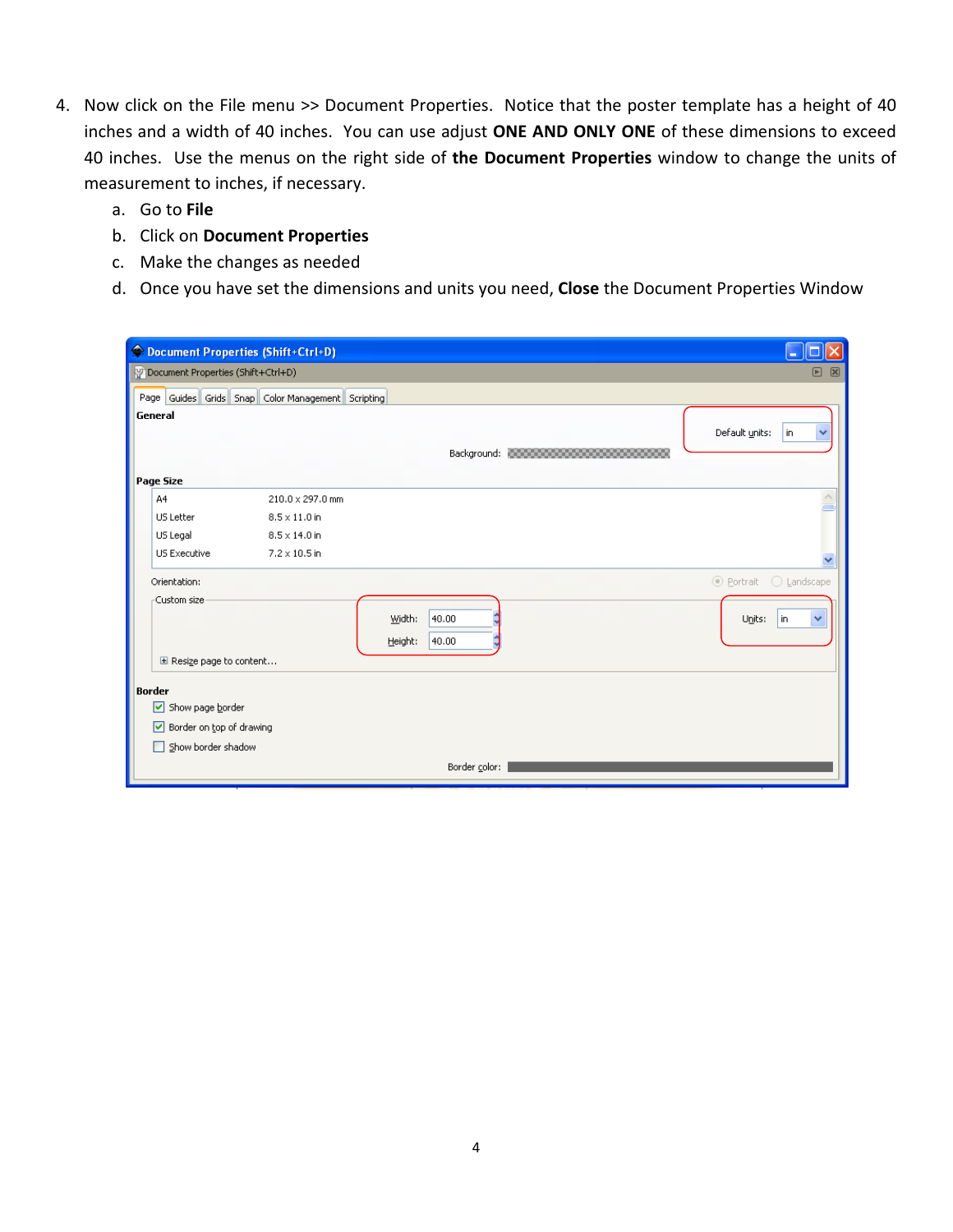4. Now click on the File menu >> Document Properties. Notice that the poster template has a height of 40 inches and a width of 40 inches. You can use adjust **ONE AND ONLY ONE** of these dimensions to exceed 40 inches. Use the menus on the right side of **the Document Properties** window to change the units of measurement to inches, if necessary.
    a. Go to **File**
    b. Click on **Document Properties**
    c. Make the changes as needed
    d. Once you have set the dimensions and units you need, **Close** the Document Properties Window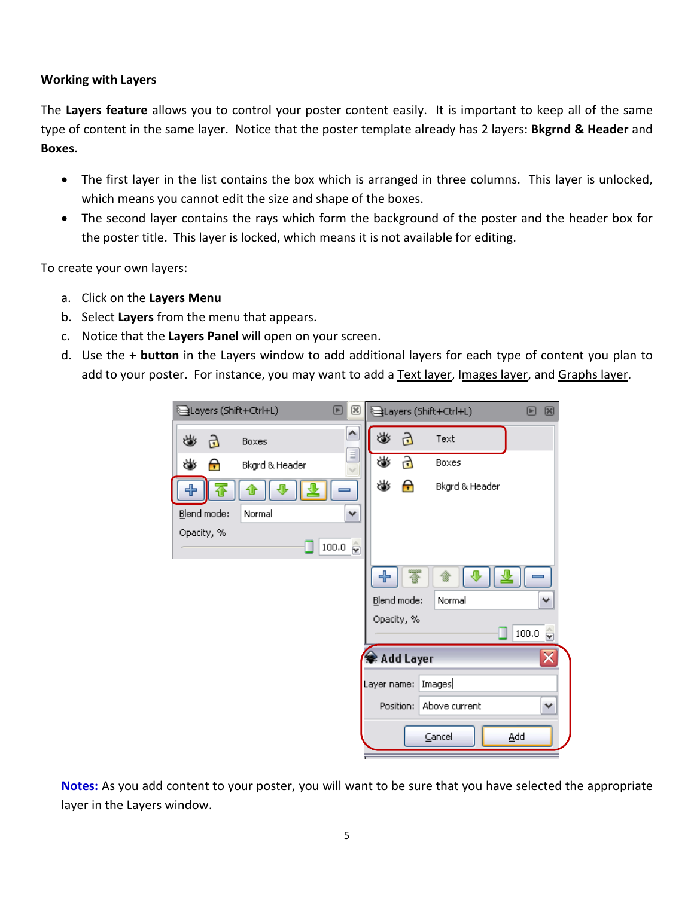**Working with Layers**

The **Layers feature** allows you to control your poster content easily. It is important to keep all of the same type of content in the same layer. Notice that the poster template already has 2 layers: **Bkgrnd & Header** and **Boxes.**

- The first layer in the list contains the box which is arranged in three columns. This layer is unlocked, which means you cannot edit the size and shape of the boxes.
- The second layer contains the rays which form the background of the poster and the header box for the poster title. This layer is locked, which means it is not available for editing.

To create your own layers:

a. Click on the **Layers Menu**
b. Select **Layers** from the menu that appears.
c. Notice that the **Layers Panel** will open on your screen.
d. Use the **+ button** in the Layers window to add additional layers for each type of content you plan to add to your poster. For instance, you may want to add a Text layer, Images layer, and Graphs layer.

**Notes:** As you add content to your poster, you will want to be sure that you have selected the appropriate layer in the Layers window.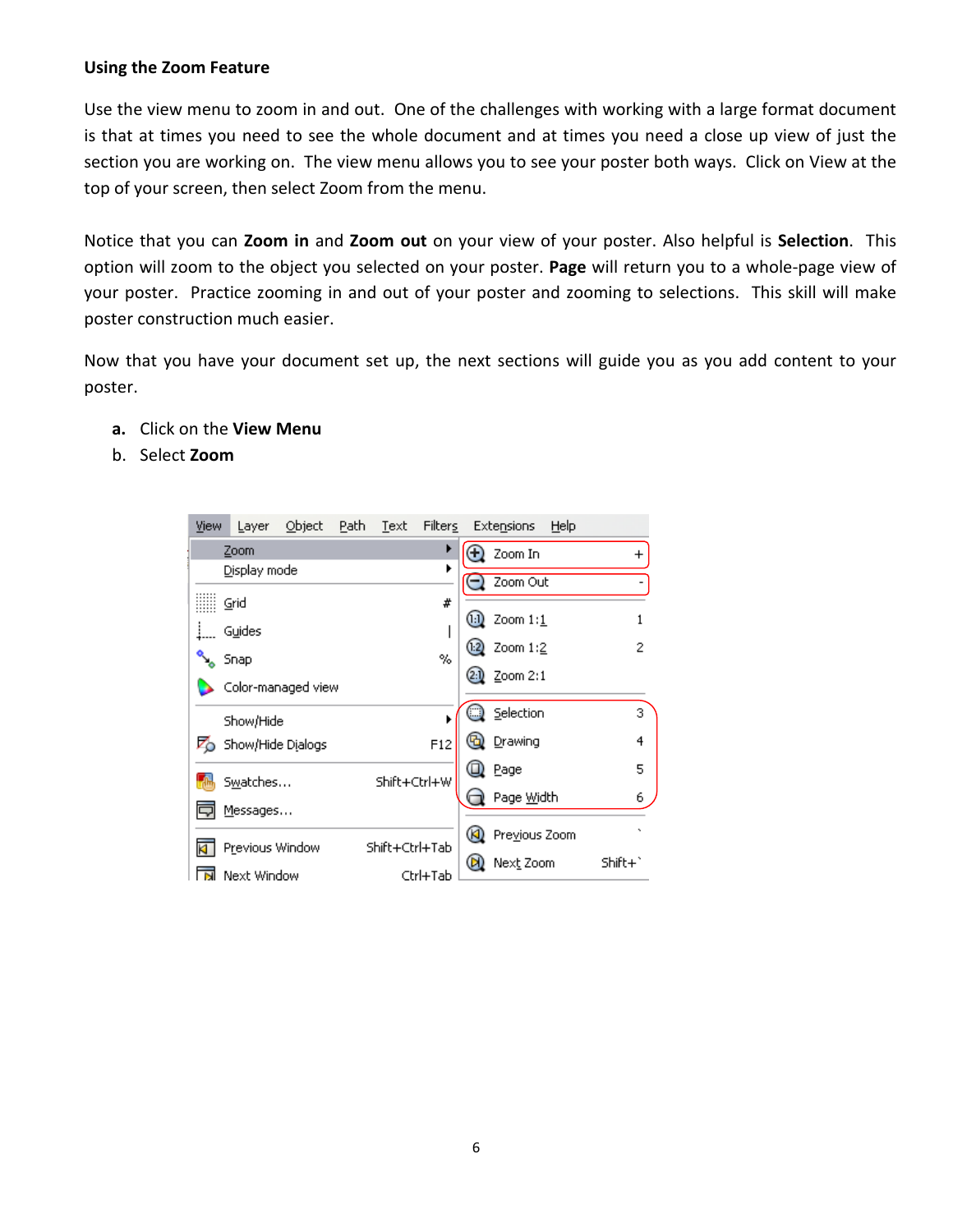**Using the Zoom Feature**

Use the view menu to zoom in and out. One of the challenges with working with a large format document is that at times you need to see the whole document and at times you need a close up view of just the section you are working on. The view menu allows you to see your poster both ways. Click on View at the top of your screen, then select Zoom from the menu.

Notice that you can **Zoom in** and **Zoom out** on your view of your poster. Also helpful is **Selection**. This option will zoom to the object you selected on your poster. **Page** will return you to a whole-page view of your poster. Practice zooming in and out of your poster and zooming to selections. This skill will make poster construction much easier.

Now that you have your document set up, the next sections will guide you as you add content to your poster.

a. Click on the **View Menu**
b. Select **Zoom**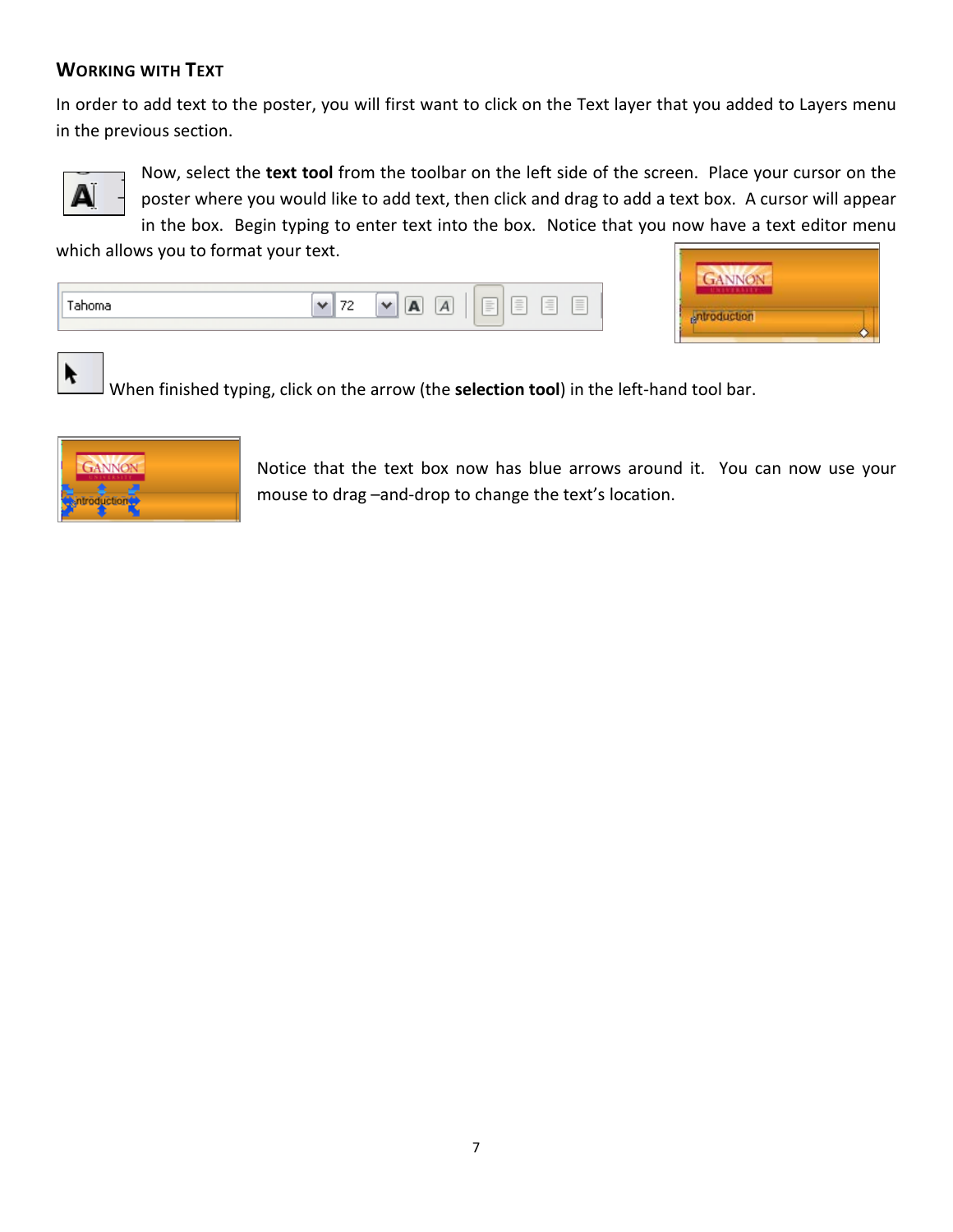## Working with Text

In order to add text to the poster, you will first want to click on the Text layer that you added to Layers menu in the previous section.

Now, select the **text tool** from the toolbar on the left side of the screen. Place your cursor on the poster where you would like to add text, then click and drag to add a text box. A cursor will appear in the box. Begin typing to enter text into the box. Notice that you now have a text editor menu which allows you to format your text.

When finished typing, click on the arrow (the **selection tool**) in the left-hand tool bar.

Notice that the text box now has blue arrows around it. You can now use your mouse to drag –and-drop to change the text's location.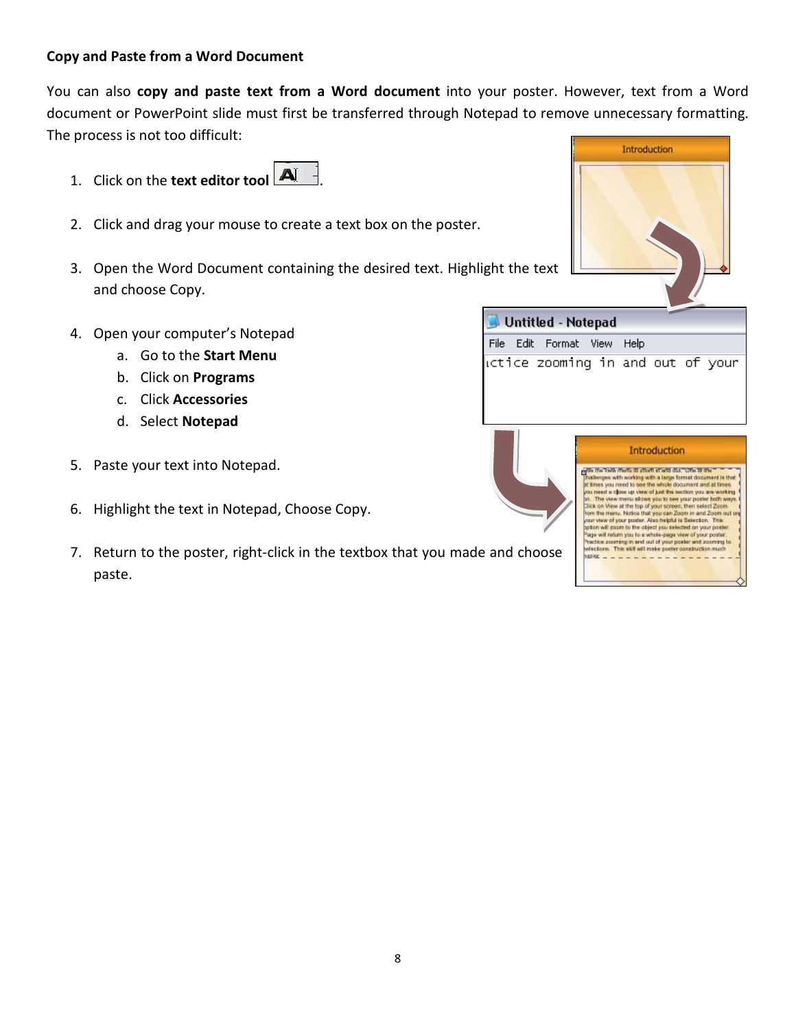**Copy and Paste from a Word Document**

You can also **copy and paste text from a Word document** into your poster. However, text from a Word document or PowerPoint slide must first be transferred through Notepad to remove unnecessary formatting. The process is not too difficult:

1. Click on the **text editor tool** .
2. Click and drag your mouse to create a text box on the poster.
3. Open the Word Document containing the desired text. Highlight the text and choose Copy.
4. Open your computer's Notepad
   a. Go to the **Start Menu**
   b. Click on **Programs**
   c. Click **Accessories**
   d. Select **Notepad**
5. Paste your text into Notepad.
6. Highlight the text in Notepad, Choose Copy.
7. Return to the poster, right-click in the textbox that you made and choose paste.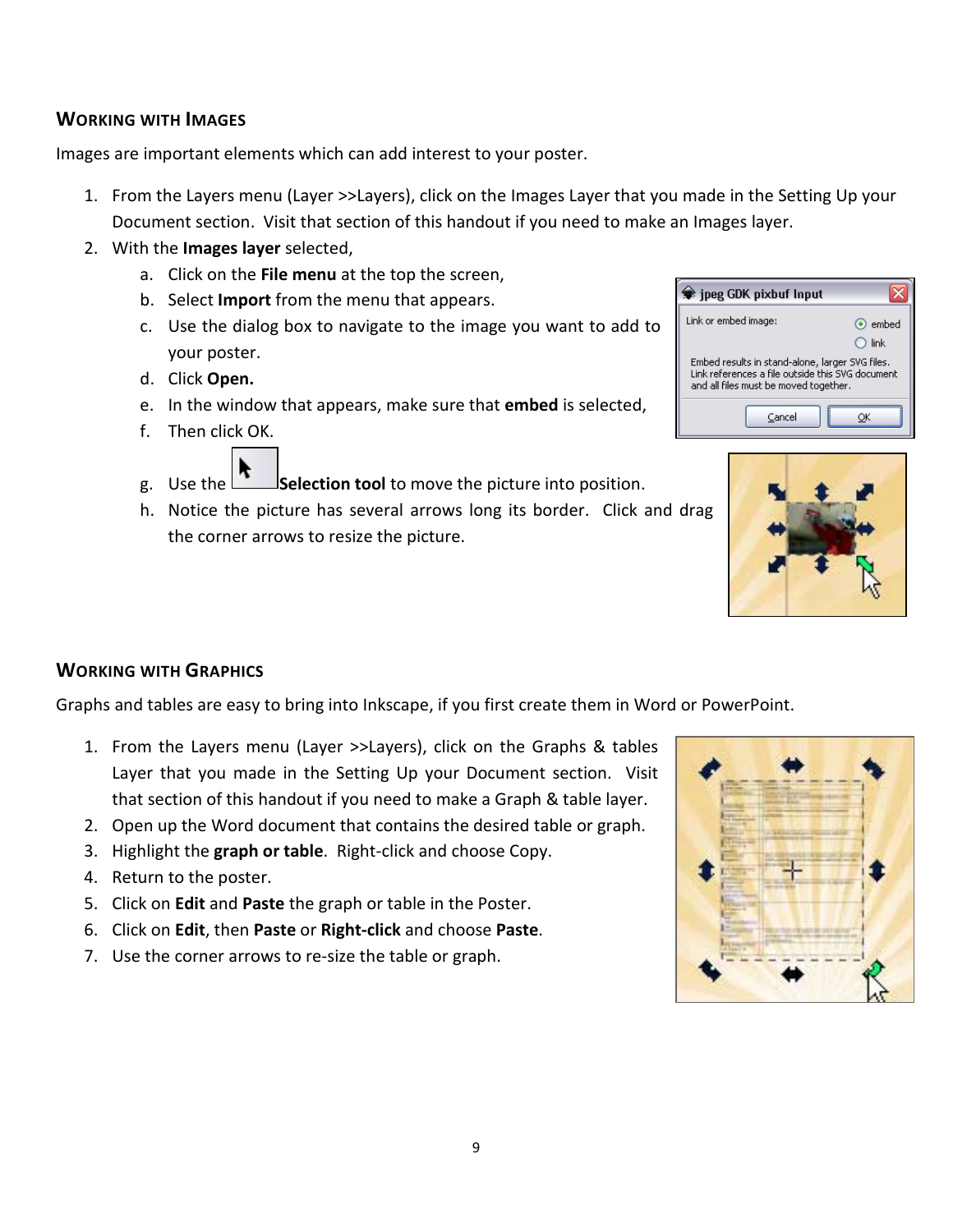## Working with Images

Images are important elements which can add interest to your poster.

1. From the Layers menu (Layer >>Layers), click on the Images Layer that you made in the Setting Up your Document section. Visit that section of this handout if you need to make an Images layer.
2. With the **Images layer** selected,
   a. Click on the **File menu** at the top the screen,
   b. Select **Import** from the menu that appears.
   c. Use the dialog box to navigate to the image you want to add to your poster.
   d. Click **Open.**
   e. In the window that appears, make sure that **embed** is selected,
   f. Then click OK.
   g. Use the **Selection tool** to move the picture into position.
   h. Notice the picture has several arrows long its border. Click and drag the corner arrows to resize the picture.

## Working with Graphics

Graphs and tables are easy to bring into Inkscape, if you first create them in Word or PowerPoint.

1. From the Layers menu (Layer >>Layers), click on the Graphs & tables Layer that you made in the Setting Up your Document section. Visit that section of this handout if you need to make a Graph & table layer.
2. Open up the Word document that contains the desired table or graph.
3. Highlight the **graph or table**. Right-click and choose Copy.
4. Return to the poster.
5. Click on **Edit** and **Paste** the graph or table in the Poster.
6. Click on **Edit**, then **Paste** or **Right-click** and choose **Paste**.
7. Use the corner arrows to re-size the table or graph.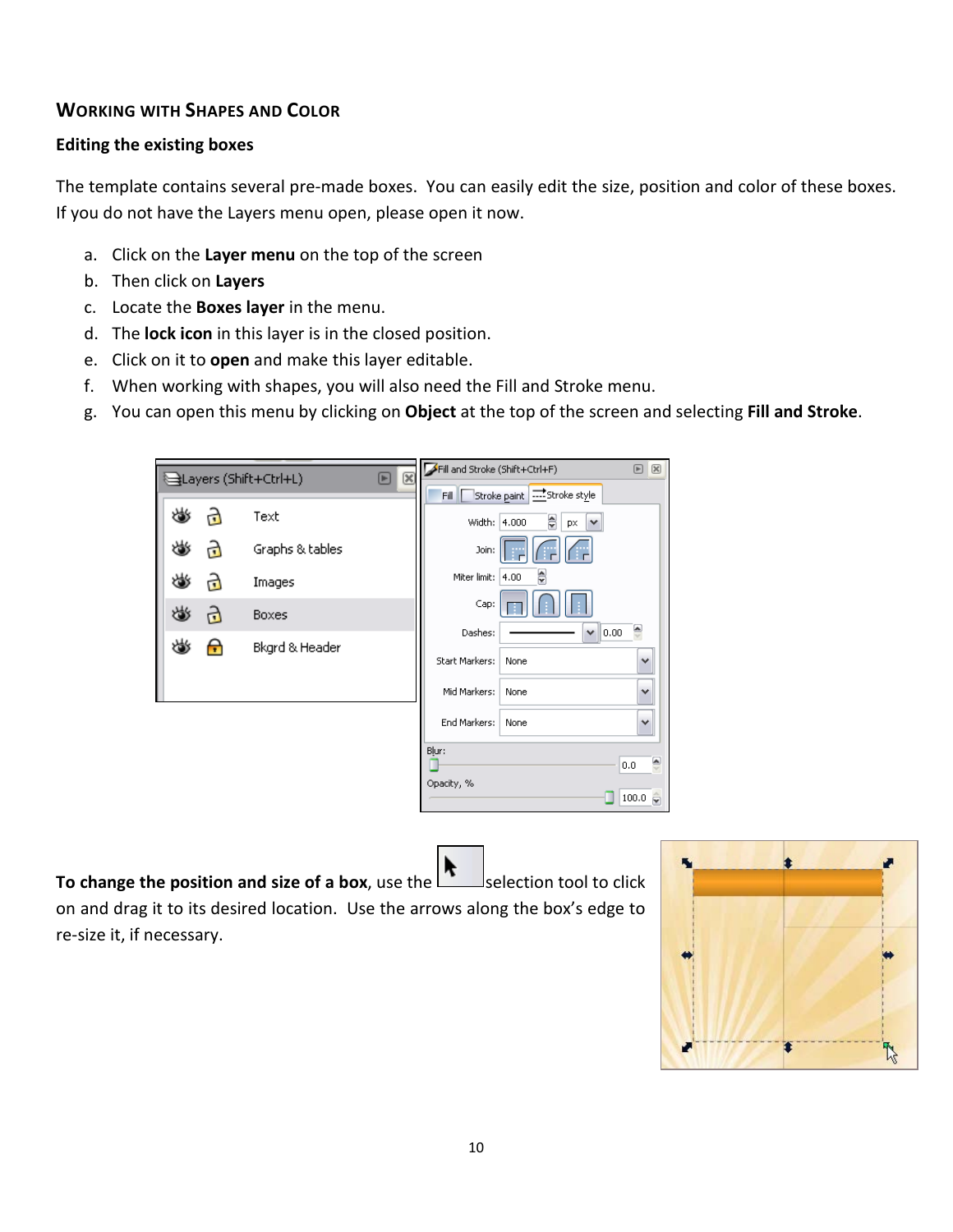## WORKING WITH SHAPES AND COLOR

### Editing the existing boxes

The template contains several pre-made boxes. You can easily edit the size, position and color of these boxes. If you do not have the Layers menu open, please open it now.

a. Click on the **Layer menu** on the top of the screen
b. Then click on **Layers**
c. Locate the **Boxes layer** in the menu.
d. The **lock icon** in this layer is in the closed position.
e. Click on it to **open** and make this layer editable.
f. When working with shapes, you will also need the Fill and Stroke menu.
g. You can open this menu by clicking on **Object** at the top of the screen and selecting **Fill and Stroke**.

**To change the position and size of a box**, use the selection tool to click on and drag it to its desired location. Use the arrows along the box's edge to re-size it, if necessary.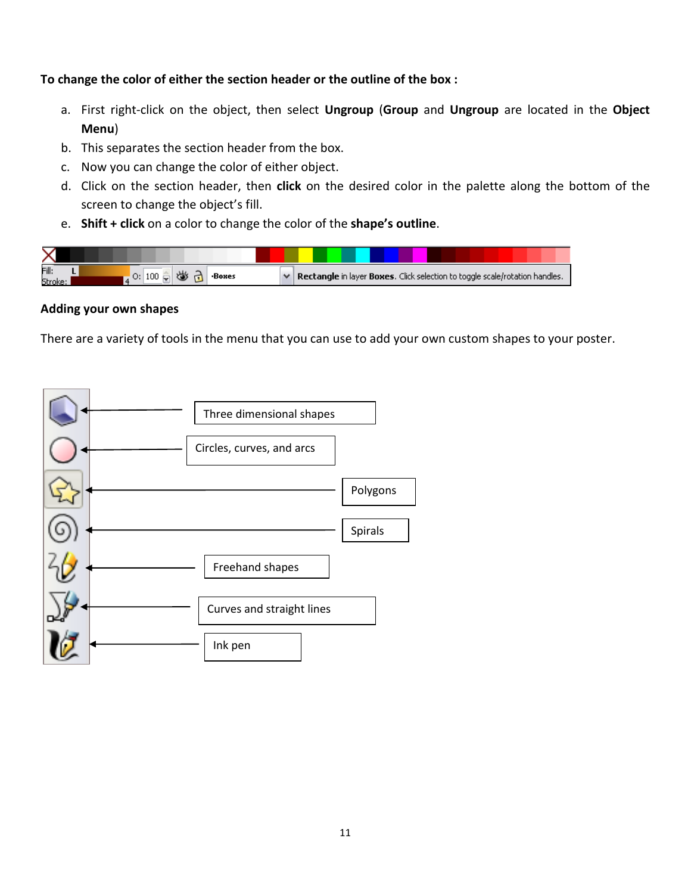**To change the color of either the section header or the outline of the box :**

a. First right-click on the object, then select **Ungroup** (**Group** and **Ungroup** are located in the **Object Menu**)
b. This separates the section header from the box.
c. Now you can change the color of either object.
d. Click on the section header, then **click** on the desired color in the palette along the bottom of the screen to change the object's fill.
e. **Shift + click** on a color to change the color of the **shape's outline**.

**Adding your own shapes**

There are a variety of tools in the menu that you can use to add your own custom shapes to your poster.

- Three dimensional shapes
- Circles, curves, and arcs
- Polygons
- Spirals
- Freehand shapes
- Curves and straight lines
- Ink pen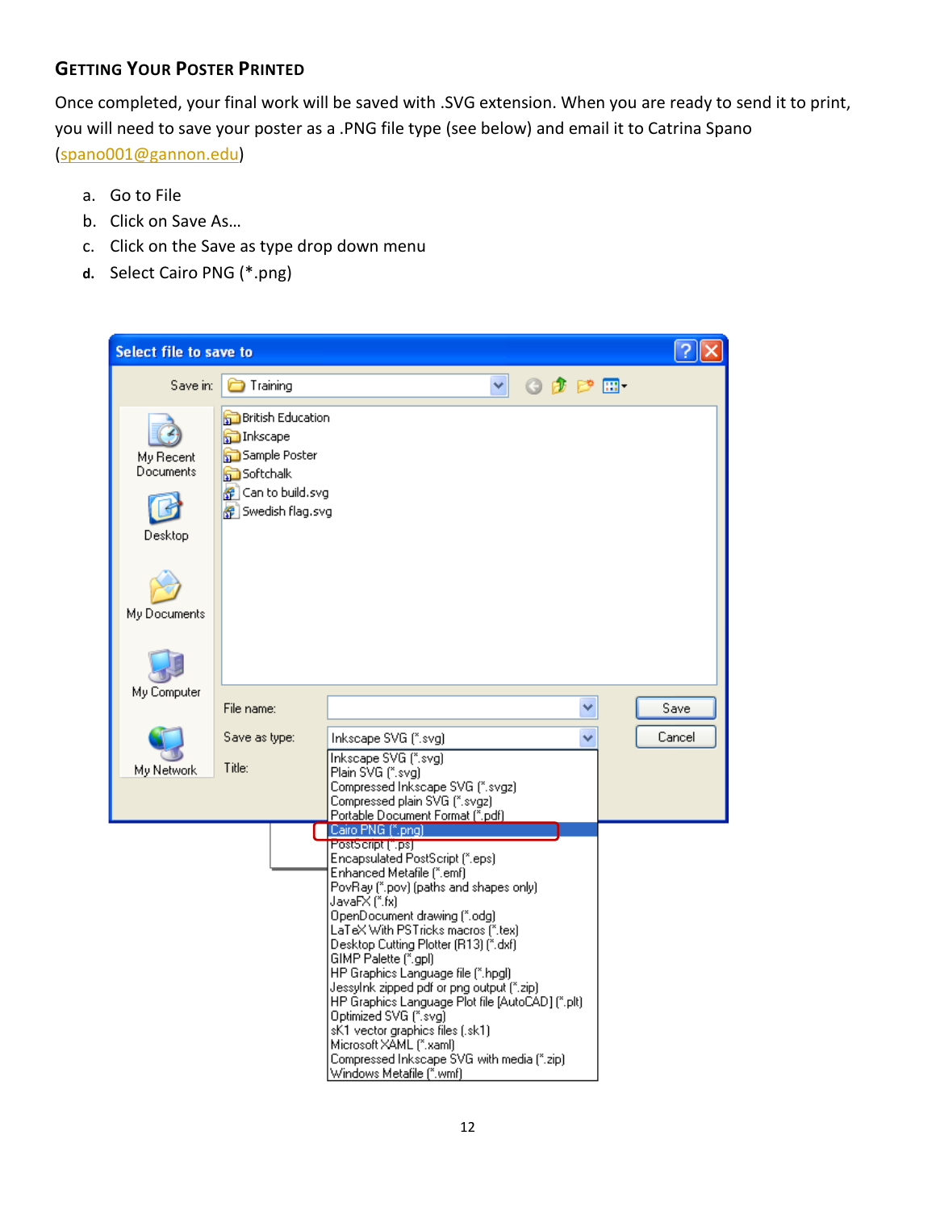## Getting Your Poster Printed

Once completed, your final work will be saved with .SVG extension. When you are ready to send it to print, you will need to save your poster as a .PNG file type (see below) and email it to Catrina Spano (spano001@gannon.edu)

a. Go to File
b. Click on Save As…
c. Click on the Save as type drop down menu
d. Select Cairo PNG (*.png)